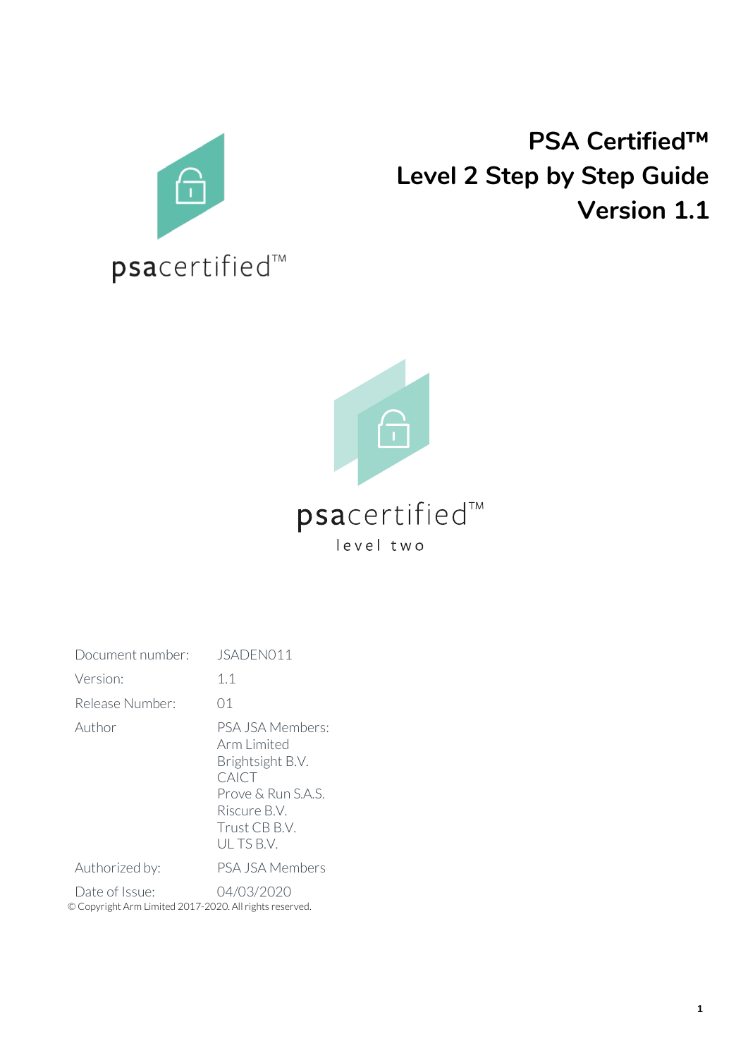# PSA Certified™ Level 2 Step by Step Guide Version 1.1

psacertified™

psacertified™
level two

| | |
|---|---|
| Document number: | JSADEN011 |
| Version: | 1.1 |
| Release Number: | 01 |
| Author | PSA JSA Members:<br>Arm Limited<br>Brightsight B.V.<br>CAICT<br>Prove & Run S.A.S.<br>Riscure B.V.<br>Trust CB B.V.<br>UL TS B.V. |
| Authorized by: | PSA JSA Members |
| Date of Issue: | 04/03/2020 |

© Copyright Arm Limited 2017-2020. All rights reserved.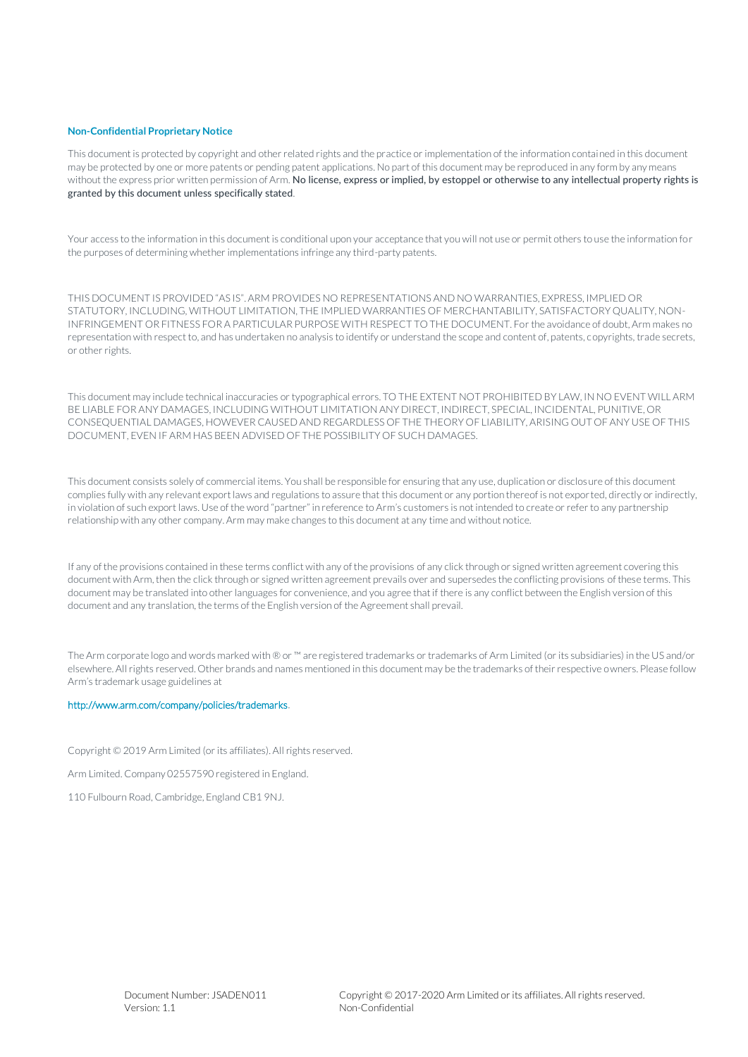### Non-Confidential Proprietary Notice

This document is protected by copyright and other related rights and the practice or implementation of the information contained in this document may be protected by one or more patents or pending patent applications. No part of this document may be reproduced in any form by any means without the express prior written permission of Arm. **No license, express or implied, by estoppel or otherwise to any intellectual property rights is granted by this document unless specifically stated**.

Your access to the information in this document is conditional upon your acceptance that you will not use or permit others to use the information for the purposes of determining whether implementations infringe any third-party patents.

THIS DOCUMENT IS PROVIDED "AS IS". ARM PROVIDES NO REPRESENTATIONS AND NO WARRANTIES, EXPRESS, IMPLIED OR STATUTORY, INCLUDING, WITHOUT LIMITATION, THE IMPLIED WARRANTIES OF MERCHANTABILITY, SATISFACTORY QUALITY, NON-INFRINGEMENT OR FITNESS FOR A PARTICULAR PURPOSE WITH RESPECT TO THE DOCUMENT. For the avoidance of doubt, Arm makes no representation with respect to, and has undertaken no analysis to identify or understand the scope and content of, patents, copyrights, trade secrets, or other rights.

This document may include technical inaccuracies or typographical errors. TO THE EXTENT NOT PROHIBITED BY LAW, IN NO EVENT WILL ARM BE LIABLE FOR ANY DAMAGES, INCLUDING WITHOUT LIMITATION ANY DIRECT, INDIRECT, SPECIAL, INCIDENTAL, PUNITIVE, OR CONSEQUENTIAL DAMAGES, HOWEVER CAUSED AND REGARDLESS OF THE THEORY OF LIABILITY, ARISING OUT OF ANY USE OF THIS DOCUMENT, EVEN IF ARM HAS BEEN ADVISED OF THE POSSIBILITY OF SUCH DAMAGES.

This document consists solely of commercial items. You shall be responsible for ensuring that any use, duplication or disclosure of this document complies fully with any relevant export laws and regulations to assure that this document or any portion thereof is not exported, directly or indirectly, in violation of such export laws. Use of the word "partner" in reference to Arm's customers is not intended to create or refer to any partnership relationship with any other company. Arm may make changes to this document at any time and without notice.

If any of the provisions contained in these terms conflict with any of the provisions of any click through or signed written agreement covering this document with Arm, then the click through or signed written agreement prevails over and supersedes the conflicting provisions of these terms. This document may be translated into other languages for convenience, and you agree that if there is any conflict between the English version of this document and any translation, the terms of the English version of the Agreement shall prevail.

The Arm corporate logo and words marked with ® or ™ are registered trademarks or trademarks of Arm Limited (or its subsidiaries) in the US and/or elsewhere. All rights reserved. Other brands and names mentioned in this document may be the trademarks of their respective owners. Please follow Arm's trademark usage guidelines at

http://www.arm.com/company/policies/trademarks.

Copyright © 2019 Arm Limited (or its affiliates). All rights reserved.

Arm Limited. Company 02557590 registered in England.

110 Fulbourn Road, Cambridge, England CB1 9NJ.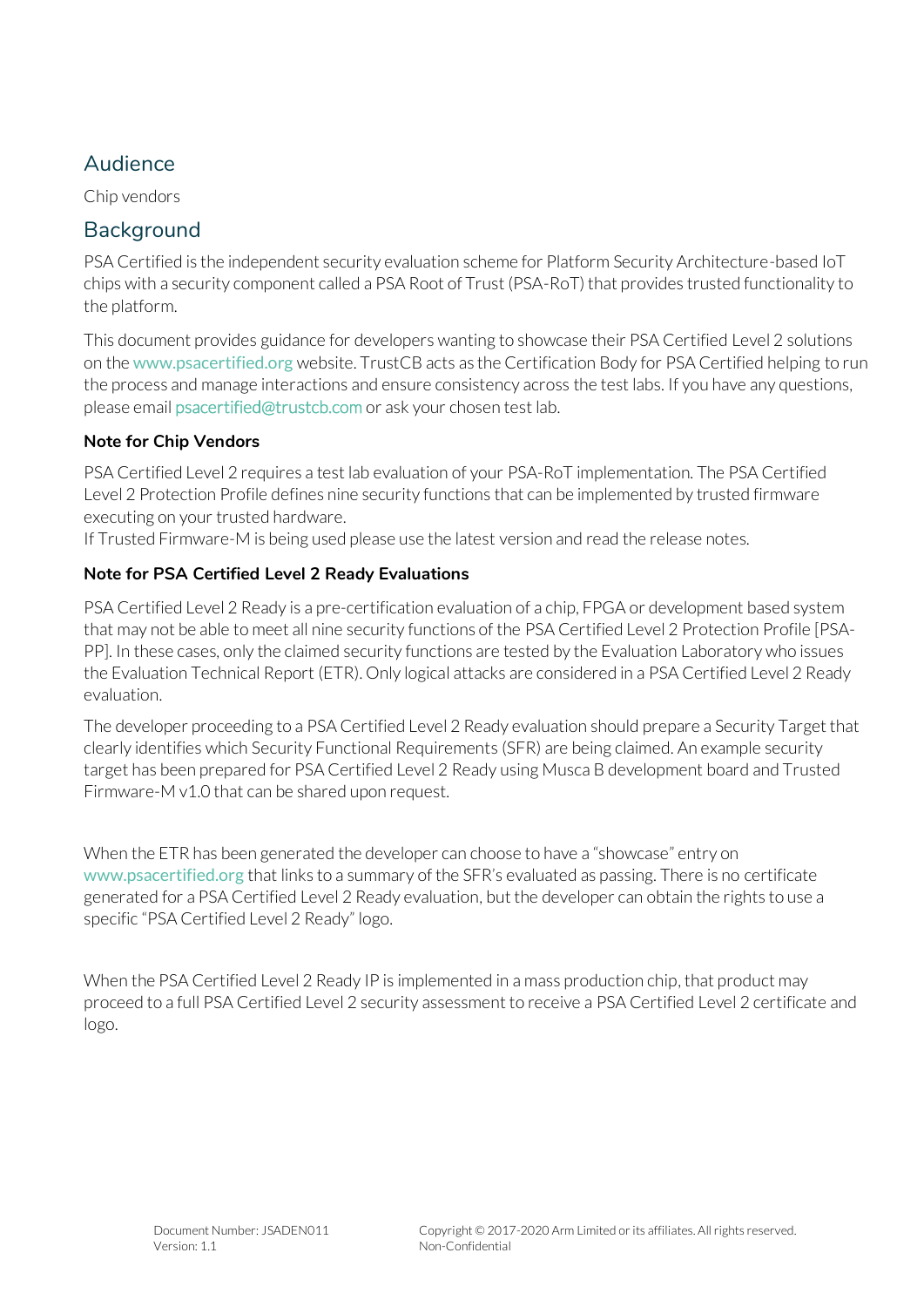## Audience

Chip vendors

## Background

PSA Certified is the independent security evaluation scheme for Platform Security Architecture-based IoT chips with a security component called a PSA Root of Trust (PSA-RoT) that provides trusted functionality to the platform.

This document provides guidance for developers wanting to showcase their PSA Certified Level 2 solutions on the www.psacertified.org website. TrustCB acts as the Certification Body for PSA Certified helping to run the process and manage interactions and ensure consistency across the test labs. If you have any questions, please email psacertified@trustcb.com or ask your chosen test lab.

**Note for Chip Vendors**

PSA Certified Level 2 requires a test lab evaluation of your PSA-RoT implementation. The PSA Certified Level 2 Protection Profile defines nine security functions that can be implemented by trusted firmware executing on your trusted hardware.
If Trusted Firmware-M is being used please use the latest version and read the release notes.

**Note for PSA Certified Level 2 Ready Evaluations**

PSA Certified Level 2 Ready is a pre-certification evaluation of a chip, FPGA or development based system that may not be able to meet all nine security functions of the PSA Certified Level 2 Protection Profile [PSA-PP]. In these cases, only the claimed security functions are tested by the Evaluation Laboratory who issues the Evaluation Technical Report (ETR). Only logical attacks are considered in a PSA Certified Level 2 Ready evaluation.

The developer proceeding to a PSA Certified Level 2 Ready evaluation should prepare a Security Target that clearly identifies which Security Functional Requirements (SFR) are being claimed. An example security target has been prepared for PSA Certified Level 2 Ready using Musca B development board and Trusted Firmware-M v1.0 that can be shared upon request.

When the ETR has been generated the developer can choose to have a "showcase" entry on www.psacertified.org that links to a summary of the SFR's evaluated as passing. There is no certificate generated for a PSA Certified Level 2 Ready evaluation, but the developer can obtain the rights to use a specific "PSA Certified Level 2 Ready" logo.

When the PSA Certified Level 2 Ready IP is implemented in a mass production chip, that product may proceed to a full PSA Certified Level 2 security assessment to receive a PSA Certified Level 2 certificate and logo.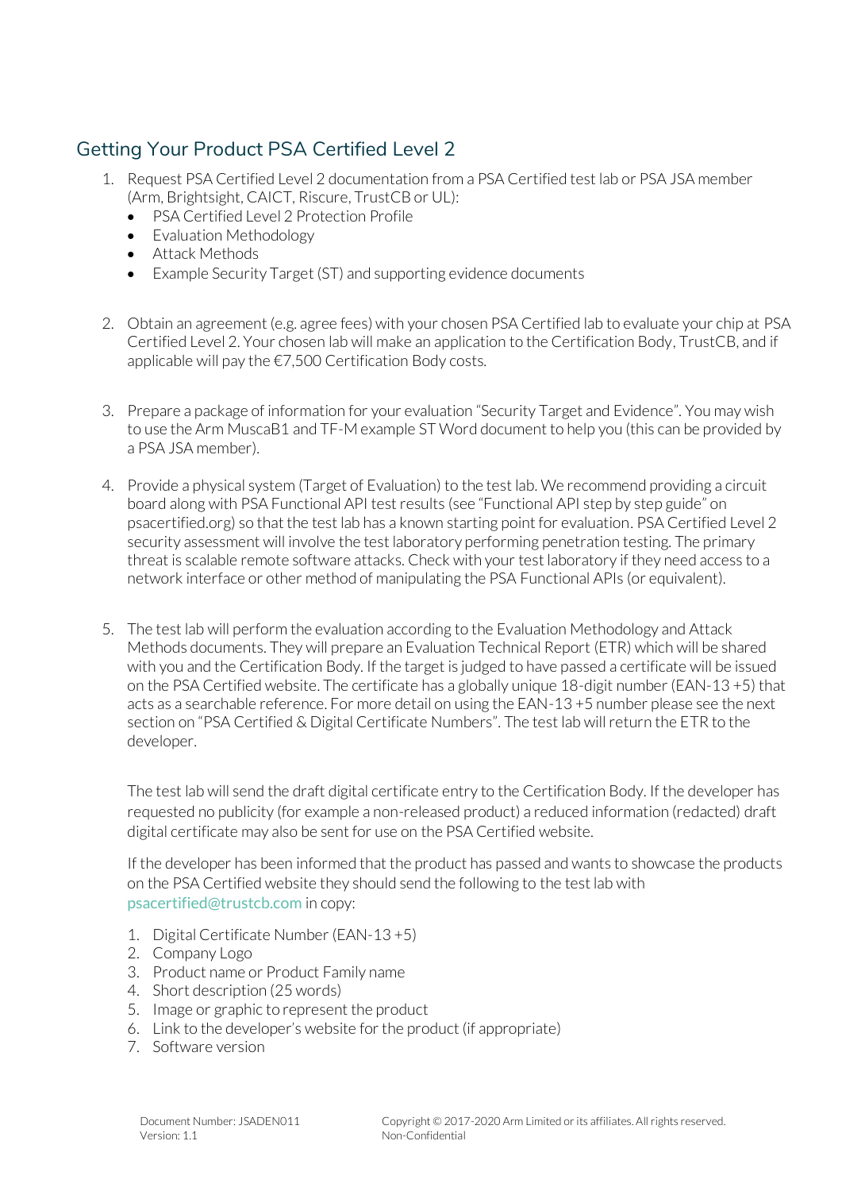## Getting Your Product PSA Certified Level 2

1. Request PSA Certified Level 2 documentation from a PSA Certified test lab or PSA JSA member (Arm, Brightsight, CAICT, Riscure, TrustCB or UL):
   - PSA Certified Level 2 Protection Profile
   - Evaluation Methodology
   - Attack Methods
   - Example Security Target (ST) and supporting evidence documents

2. Obtain an agreement (e.g. agree fees) with your chosen PSA Certified lab to evaluate your chip at PSA Certified Level 2. Your chosen lab will make an application to the Certification Body, TrustCB, and if applicable will pay the €7,500 Certification Body costs.

3. Prepare a package of information for your evaluation "Security Target and Evidence". You may wish to use the Arm MuscaB1 and TF-M example ST Word document to help you (this can be provided by a PSA JSA member).

4. Provide a physical system (Target of Evaluation) to the test lab. We recommend providing a circuit board along with PSA Functional API test results (see "Functional API step by step guide" on psacertified.org) so that the test lab has a known starting point for evaluation. PSA Certified Level 2 security assessment will involve the test laboratory performing penetration testing. The primary threat is scalable remote software attacks. Check with your test laboratory if they need access to a network interface or other method of manipulating the PSA Functional APIs (or equivalent).

5. The test lab will perform the evaluation according to the Evaluation Methodology and Attack Methods documents. They will prepare an Evaluation Technical Report (ETR) which will be shared with you and the Certification Body. If the target is judged to have passed a certificate will be issued on the PSA Certified website. The certificate has a globally unique 18-digit number (EAN-13 +5) that acts as a searchable reference. For more detail on using the EAN-13 +5 number please see the next section on "PSA Certified & Digital Certificate Numbers". The test lab will return the ETR to the developer.

   The test lab will send the draft digital certificate entry to the Certification Body. If the developer has requested no publicity (for example a non-released product) a reduced information (redacted) draft digital certificate may also be sent for use on the PSA Certified website.

   If the developer has been informed that the product has passed and wants to showcase the products on the PSA Certified website they should send the following to the test lab with psacertified@trustcb.com in copy:

   1. Digital Certificate Number (EAN-13 +5)
   2. Company Logo
   3. Product name or Product Family name
   4. Short description (25 words)
   5. Image or graphic to represent the product
   6. Link to the developer's website for the product (if appropriate)
   7. Software version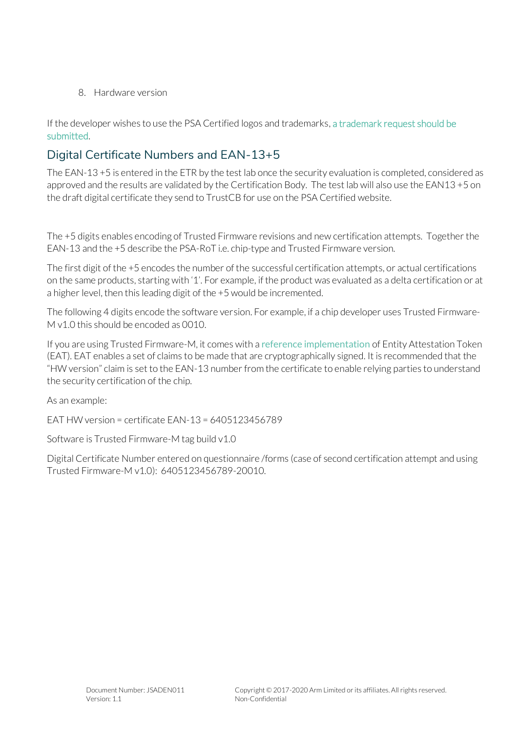8. Hardware version

If the developer wishes to use the PSA Certified logos and trademarks, a trademark request should be submitted.

## Digital Certificate Numbers and EAN-13+5

The EAN-13 +5 is entered in the ETR by the test lab once the security evaluation is completed, considered as approved and the results are validated by the Certification Body. The test lab will also use the EAN13 +5 on the draft digital certificate they send to TrustCB for use on the PSA Certified website.

The +5 digits enables encoding of Trusted Firmware revisions and new certification attempts. Together the EAN-13 and the +5 describe the PSA-RoT i.e. chip-type and Trusted Firmware version.

The first digit of the +5 encodes the number of the successful certification attempts, or actual certifications on the same products, starting with '1'. For example, if the product was evaluated as a delta certification or at a higher level, then this leading digit of the +5 would be incremented.

The following 4 digits encode the software version. For example, if a chip developer uses Trusted Firmware-M v1.0 this should be encoded as 0010.

If you are using Trusted Firmware-M, it comes with a reference implementation of Entity Attestation Token (EAT). EAT enables a set of claims to be made that are cryptographically signed. It is recommended that the "HW version" claim is set to the EAN-13 number from the certificate to enable relying parties to understand the security certification of the chip.

As an example:

EAT HW version = certificate EAN-13 = 6405123456789

Software is Trusted Firmware-M tag build v1.0

Digital Certificate Number entered on questionnaire /forms (case of second certification attempt and using Trusted Firmware-M v1.0): 6405123456789-20010.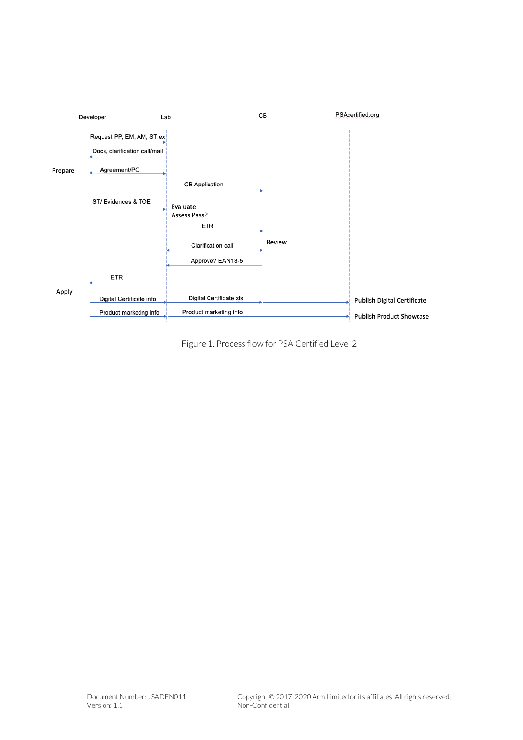Developer

Lab

CB

PSAcertified.org

Prepare

Request PP, EM, AM, ST ex

Docs, clarification call/mail

Agreement/PO

CB Application

ST/ Evidences & TOE

Evaluate
Assess Pass?

ETR

Review

Clarification call

Approve? EAN13-5

ETR

Apply

Digital Certificate info

Digital Certificate xls

Publish Digital Certificate

Product marketing info

Product marketing info

Publish Product Showcase

Figure 1. Process flow for PSA Certified Level 2